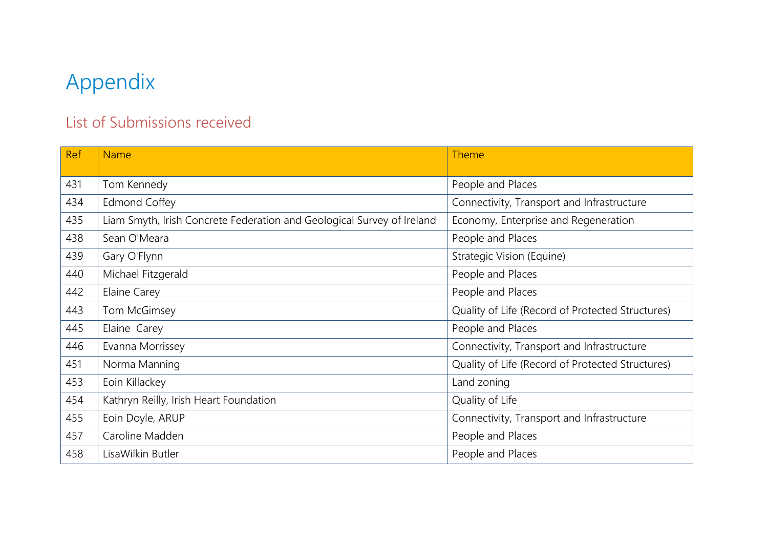# Appendix

## List of Submissions received

| Ref | Name | Theme |
|---|---|---|
| 431 | Tom Kennedy | People and Places |
| 434 | Edmond Coffey | Connectivity, Transport and Infrastructure |
| 435 | Liam Smyth, Irish Concrete Federation and Geological Survey of Ireland | Economy, Enterprise and Regeneration |
| 438 | Sean O'Meara | People and Places |
| 439 | Gary O'Flynn | Strategic Vision (Equine) |
| 440 | Michael Fitzgerald | People and Places |
| 442 | Elaine Carey | People and Places |
| 443 | Tom McGimsey | Quality of Life (Record of Protected Structures) |
| 445 | Elaine  Carey | People and Places |
| 446 | Evanna Morrissey | Connectivity, Transport and Infrastructure |
| 451 | Norma Manning | Quality of Life (Record of Protected Structures) |
| 453 | Eoin Killackey | Land zoning |
| 454 | Kathryn Reilly, Irish Heart Foundation | Quality of Life |
| 455 | Eoin Doyle, ARUP | Connectivity, Transport and Infrastructure |
| 457 | Caroline Madden | People and Places |
| 458 | LisaWilkin Butler | People and Places |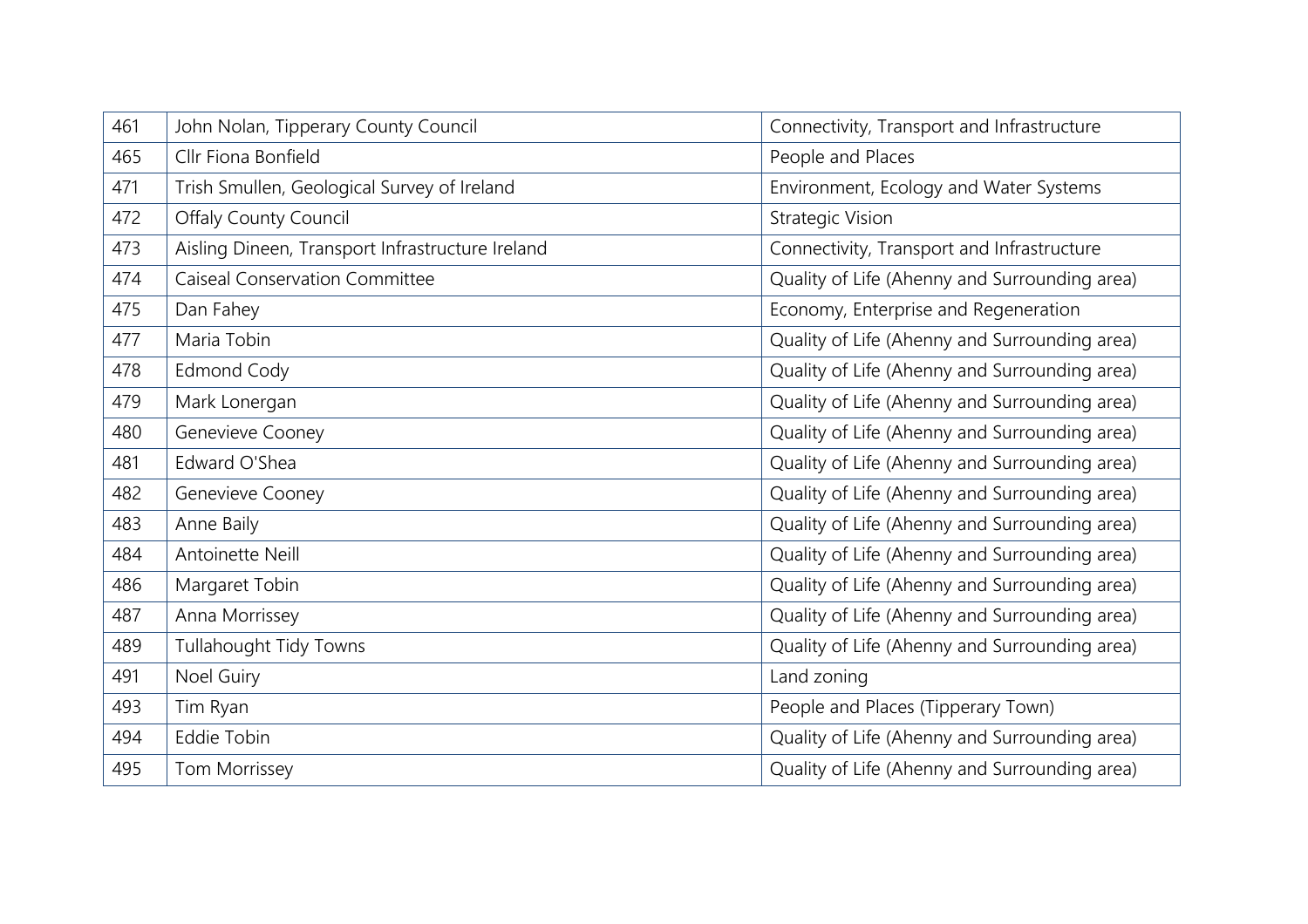| | | |
|---|---|---|
| 461 | John Nolan, Tipperary County Council | Connectivity, Transport and Infrastructure |
| 465 | Cllr Fiona Bonfield | People and Places |
| 471 | Trish Smullen, Geological Survey of Ireland | Environment, Ecology and Water Systems |
| 472 | Offaly County Council | Strategic Vision |
| 473 | Aisling Dineen, Transport Infrastructure Ireland | Connectivity, Transport and Infrastructure |
| 474 | Caiseal Conservation Committee | Quality of Life (Ahenny and Surrounding area) |
| 475 | Dan Fahey | Economy, Enterprise and Regeneration |
| 477 | Maria Tobin | Quality of Life (Ahenny and Surrounding area) |
| 478 | Edmond Cody | Quality of Life (Ahenny and Surrounding area) |
| 479 | Mark Lonergan | Quality of Life (Ahenny and Surrounding area) |
| 480 | Genevieve Cooney | Quality of Life (Ahenny and Surrounding area) |
| 481 | Edward O'Shea | Quality of Life (Ahenny and Surrounding area) |
| 482 | Genevieve Cooney | Quality of Life (Ahenny and Surrounding area) |
| 483 | Anne Baily | Quality of Life (Ahenny and Surrounding area) |
| 484 | Antoinette Neill | Quality of Life (Ahenny and Surrounding area) |
| 486 | Margaret Tobin | Quality of Life (Ahenny and Surrounding area) |
| 487 | Anna Morrissey | Quality of Life (Ahenny and Surrounding area) |
| 489 | Tullahought Tidy Towns | Quality of Life (Ahenny and Surrounding area) |
| 491 | Noel Guiry | Land zoning |
| 493 | Tim Ryan | People and Places (Tipperary Town) |
| 494 | Eddie Tobin | Quality of Life (Ahenny and Surrounding area) |
| 495 | Tom Morrissey | Quality of Life (Ahenny and Surrounding area) |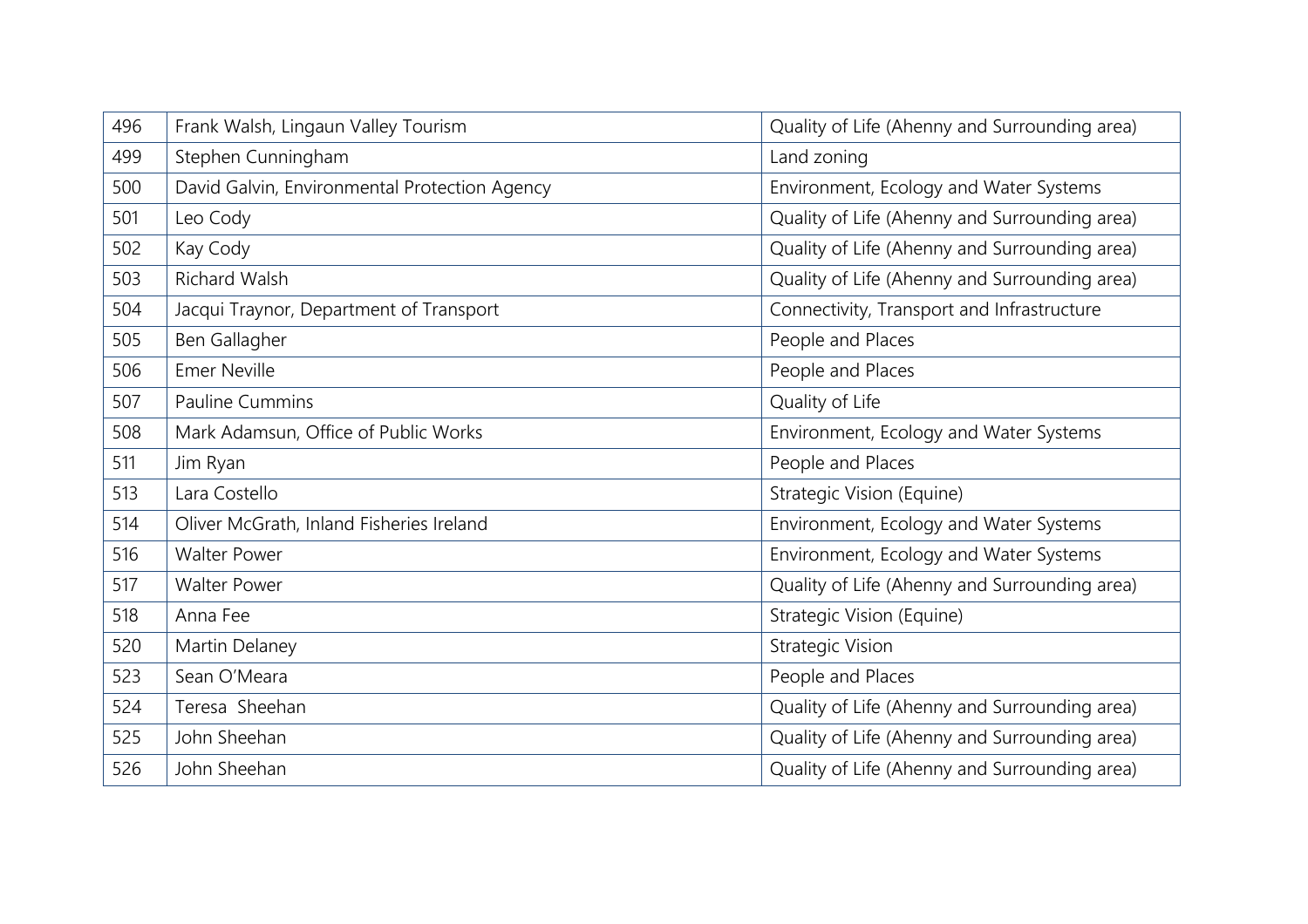| | | |
|---|---|---|
| 496 | Frank Walsh, Lingaun Valley Tourism | Quality of Life (Ahenny and Surrounding area) |
| 499 | Stephen Cunningham | Land zoning |
| 500 | David Galvin, Environmental Protection Agency | Environment, Ecology and Water Systems |
| 501 | Leo Cody | Quality of Life (Ahenny and Surrounding area) |
| 502 | Kay Cody | Quality of Life (Ahenny and Surrounding area) |
| 503 | Richard Walsh | Quality of Life (Ahenny and Surrounding area) |
| 504 | Jacqui Traynor, Department of Transport | Connectivity, Transport and Infrastructure |
| 505 | Ben Gallagher | People and Places |
| 506 | Emer Neville | People and Places |
| 507 | Pauline Cummins | Quality of Life |
| 508 | Mark Adamsun, Office of Public Works | Environment, Ecology and Water Systems |
| 511 | Jim Ryan | People and Places |
| 513 | Lara Costello | Strategic Vision (Equine) |
| 514 | Oliver McGrath, Inland Fisheries Ireland | Environment, Ecology and Water Systems |
| 516 | Walter Power | Environment, Ecology and Water Systems |
| 517 | Walter Power | Quality of Life (Ahenny and Surrounding area) |
| 518 | Anna Fee | Strategic Vision (Equine) |
| 520 | Martin Delaney | Strategic Vision |
| 523 | Sean O'Meara | People and Places |
| 524 | Teresa Sheehan | Quality of Life (Ahenny and Surrounding area) |
| 525 | John Sheehan | Quality of Life (Ahenny and Surrounding area) |
| 526 | John Sheehan | Quality of Life (Ahenny and Surrounding area) |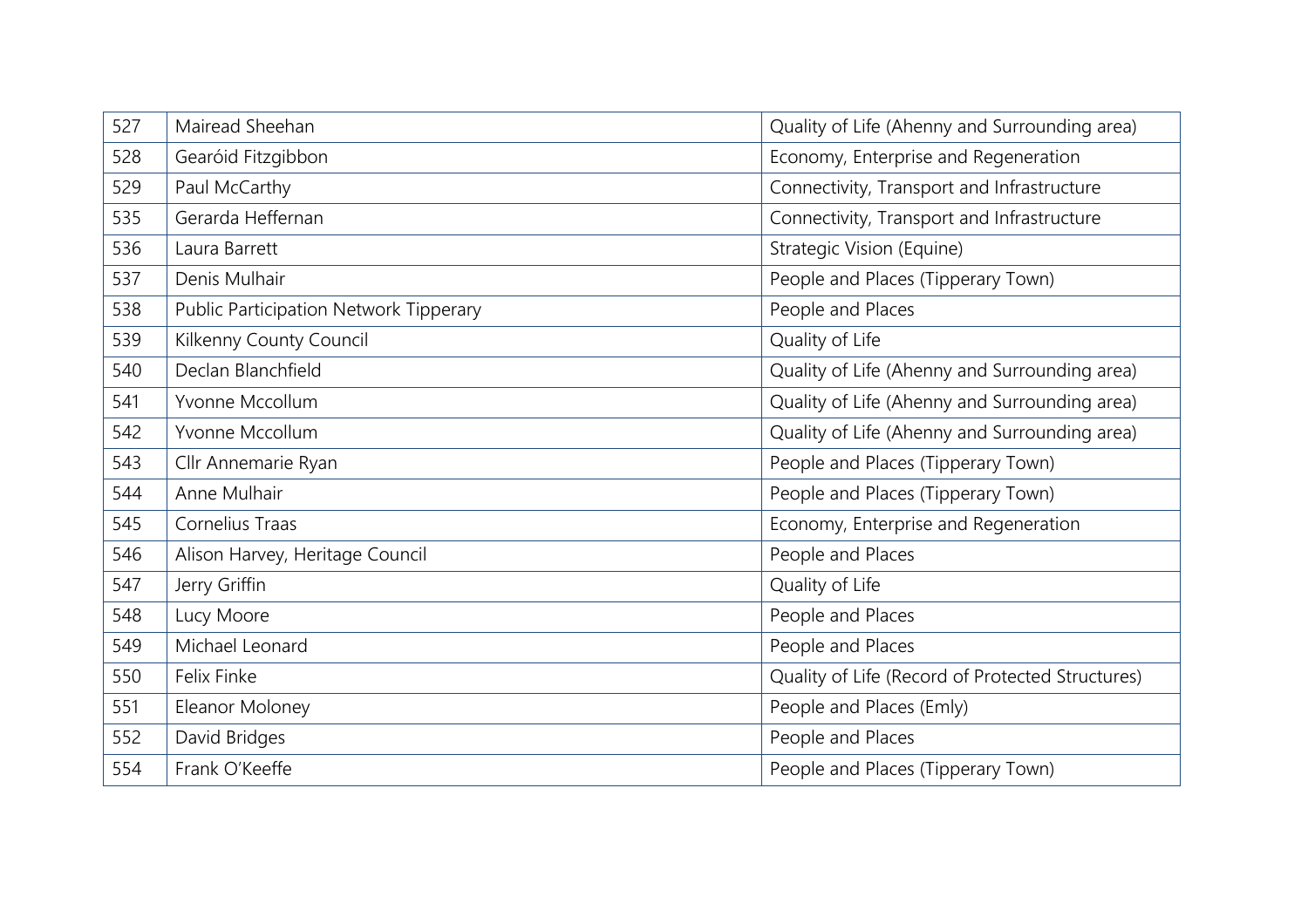| | | |
|---|---|---|
| 527 | Mairead Sheehan | Quality of Life (Ahenny and Surrounding area) |
| 528 | Gearóid Fitzgibbon | Economy, Enterprise and Regeneration |
| 529 | Paul McCarthy | Connectivity, Transport and Infrastructure |
| 535 | Gerarda Heffernan | Connectivity, Transport and Infrastructure |
| 536 | Laura Barrett | Strategic Vision (Equine) |
| 537 | Denis Mulhair | People and Places (Tipperary Town) |
| 538 | Public Participation Network Tipperary | People and Places |
| 539 | Kilkenny County Council | Quality of Life |
| 540 | Declan Blanchfield | Quality of Life (Ahenny and Surrounding area) |
| 541 | Yvonne Mccollum | Quality of Life (Ahenny and Surrounding area) |
| 542 | Yvonne Mccollum | Quality of Life (Ahenny and Surrounding area) |
| 543 | Cllr Annemarie Ryan | People and Places (Tipperary Town) |
| 544 | Anne Mulhair | People and Places (Tipperary Town) |
| 545 | Cornelius Traas | Economy, Enterprise and Regeneration |
| 546 | Alison Harvey, Heritage Council | People and Places |
| 547 | Jerry Griffin | Quality of Life |
| 548 | Lucy Moore | People and Places |
| 549 | Michael Leonard | People and Places |
| 550 | Felix Finke | Quality of Life (Record of Protected Structures) |
| 551 | Eleanor Moloney | People and Places (Emly) |
| 552 | David Bridges | People and Places |
| 554 | Frank O'Keeffe | People and Places (Tipperary Town) |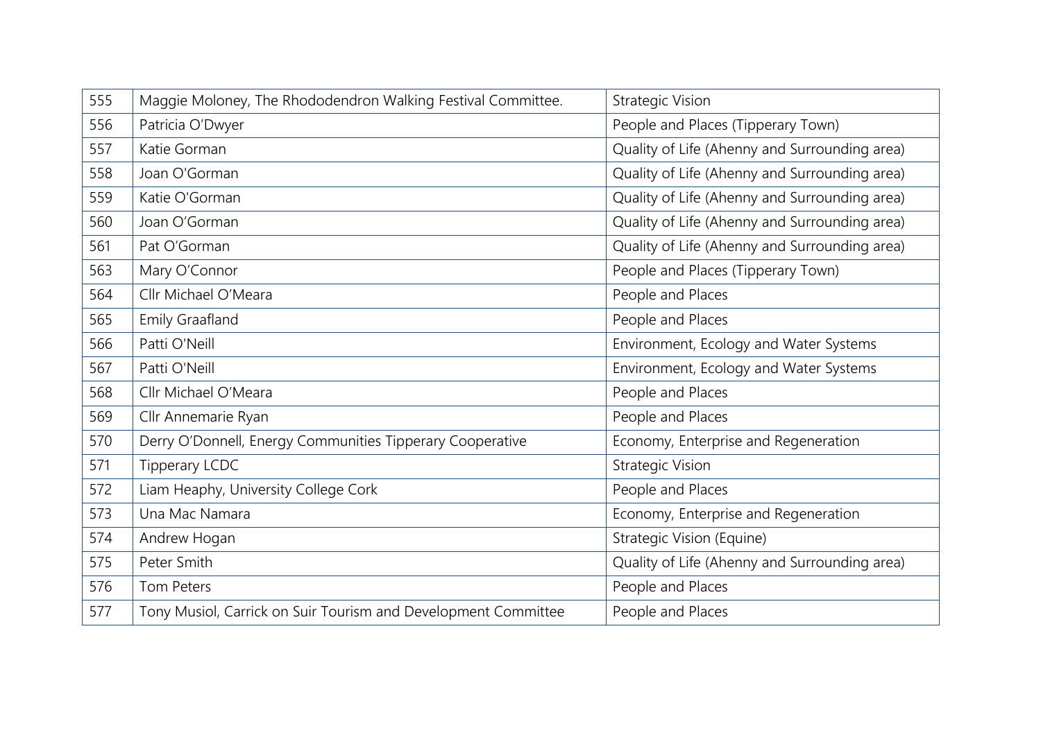| | | |
|---|---|---|
| 555 | Maggie Moloney, The Rhododendron Walking Festival Committee. | Strategic Vision |
| 556 | Patricia O'Dwyer | People and Places (Tipperary Town) |
| 557 | Katie Gorman | Quality of Life (Ahenny and Surrounding area) |
| 558 | Joan O'Gorman | Quality of Life (Ahenny and Surrounding area) |
| 559 | Katie O'Gorman | Quality of Life (Ahenny and Surrounding area) |
| 560 | Joan O'Gorman | Quality of Life (Ahenny and Surrounding area) |
| 561 | Pat O'Gorman | Quality of Life (Ahenny and Surrounding area) |
| 563 | Mary O'Connor | People and Places (Tipperary Town) |
| 564 | Cllr Michael O'Meara | People and Places |
| 565 | Emily Graafland | People and Places |
| 566 | Patti O'Neill | Environment, Ecology and Water Systems |
| 567 | Patti O'Neill | Environment, Ecology and Water Systems |
| 568 | Cllr Michael O'Meara | People and Places |
| 569 | Cllr Annemarie Ryan | People and Places |
| 570 | Derry O'Donnell, Energy Communities Tipperary Cooperative | Economy, Enterprise and Regeneration |
| 571 | Tipperary LCDC | Strategic Vision |
| 572 | Liam Heaphy, University College Cork | People and Places |
| 573 | Una Mac Namara | Economy, Enterprise and Regeneration |
| 574 | Andrew Hogan | Strategic Vision (Equine) |
| 575 | Peter Smith | Quality of Life (Ahenny and Surrounding area) |
| 576 | Tom Peters | People and Places |
| 577 | Tony Musiol, Carrick on Suir Tourism and Development Committee | People and Places |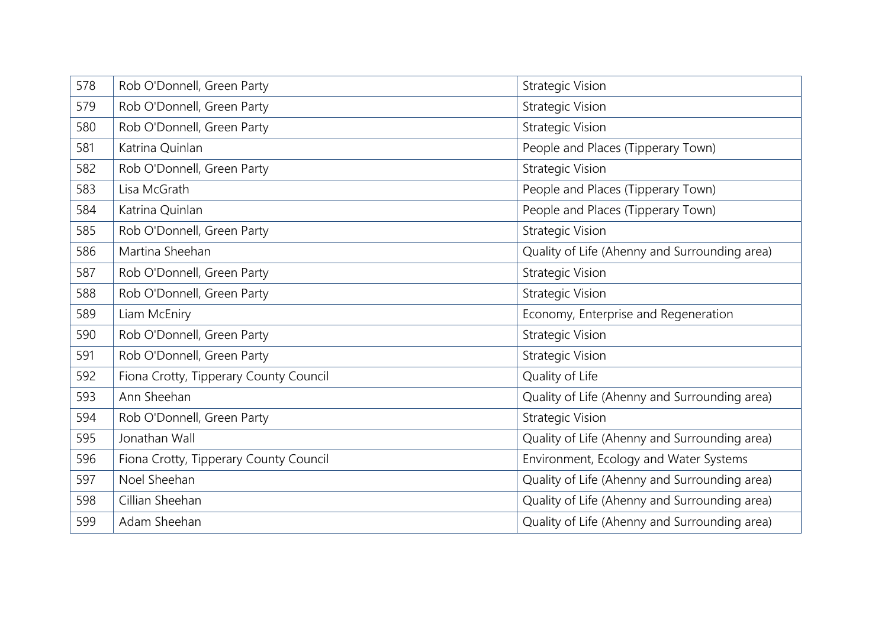| 578 | Rob O'Donnell, Green Party | Strategic Vision |
|---|---|---|
| 579 | Rob O'Donnell, Green Party | Strategic Vision |
| 580 | Rob O'Donnell, Green Party | Strategic Vision |
| 581 | Katrina Quinlan | People and Places (Tipperary Town) |
| 582 | Rob O'Donnell, Green Party | Strategic Vision |
| 583 | Lisa McGrath | People and Places (Tipperary Town) |
| 584 | Katrina Quinlan | People and Places (Tipperary Town) |
| 585 | Rob O'Donnell, Green Party | Strategic Vision |
| 586 | Martina Sheehan | Quality of Life (Ahenny and Surrounding area) |
| 587 | Rob O'Donnell, Green Party | Strategic Vision |
| 588 | Rob O'Donnell, Green Party | Strategic Vision |
| 589 | Liam McEniry | Economy, Enterprise and Regeneration |
| 590 | Rob O'Donnell, Green Party | Strategic Vision |
| 591 | Rob O'Donnell, Green Party | Strategic Vision |
| 592 | Fiona Crotty, Tipperary County Council | Quality of Life |
| 593 | Ann Sheehan | Quality of Life (Ahenny and Surrounding area) |
| 594 | Rob O'Donnell, Green Party | Strategic Vision |
| 595 | Jonathan Wall | Quality of Life (Ahenny and Surrounding area) |
| 596 | Fiona Crotty, Tipperary County Council | Environment, Ecology and Water Systems |
| 597 | Noel Sheehan | Quality of Life (Ahenny and Surrounding area) |
| 598 | Cillian Sheehan | Quality of Life (Ahenny and Surrounding area) |
| 599 | Adam Sheehan | Quality of Life (Ahenny and Surrounding area) |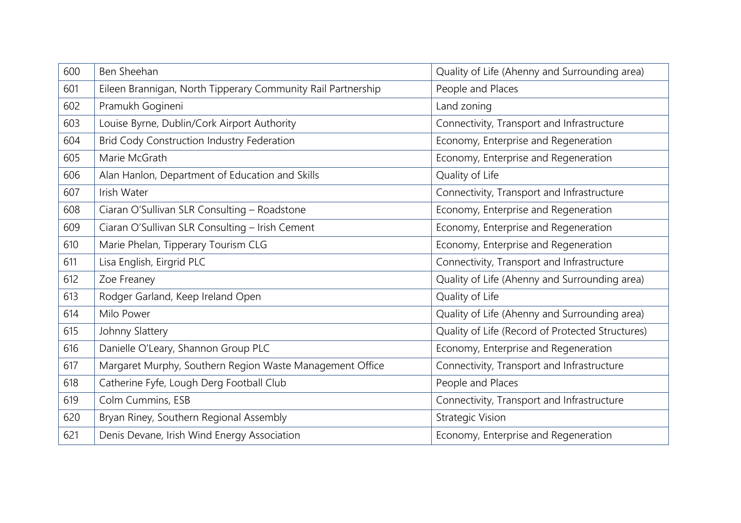| | | |
|---|---|---|
| 600 | Ben Sheehan | Quality of Life (Ahenny and Surrounding area) |
| 601 | Eileen Brannigan, North Tipperary Community Rail Partnership | People and Places |
| 602 | Pramukh Gogineni | Land zoning |
| 603 | Louise Byrne, Dublin/Cork Airport Authority | Connectivity, Transport and Infrastructure |
| 604 | Brid Cody Construction Industry Federation | Economy, Enterprise and Regeneration |
| 605 | Marie McGrath | Economy, Enterprise and Regeneration |
| 606 | Alan Hanlon, Department of Education and Skills | Quality of Life |
| 607 | Irish Water | Connectivity, Transport and Infrastructure |
| 608 | Ciaran O'Sullivan SLR Consulting – Roadstone | Economy, Enterprise and Regeneration |
| 609 | Ciaran O'Sullivan SLR Consulting – Irish Cement | Economy, Enterprise and Regeneration |
| 610 | Marie Phelan, Tipperary Tourism CLG | Economy, Enterprise and Regeneration |
| 611 | Lisa English, Eirgrid PLC | Connectivity, Transport and Infrastructure |
| 612 | Zoe Freaney | Quality of Life (Ahenny and Surrounding area) |
| 613 | Rodger Garland, Keep Ireland Open | Quality of Life |
| 614 | Milo Power | Quality of Life (Ahenny and Surrounding area) |
| 615 | Johnny Slattery | Quality of Life (Record of Protected Structures) |
| 616 | Danielle O'Leary, Shannon Group PLC | Economy, Enterprise and Regeneration |
| 617 | Margaret Murphy, Southern Region Waste Management Office | Connectivity, Transport and Infrastructure |
| 618 | Catherine Fyfe, Lough Derg Football Club | People and Places |
| 619 | Colm Cummins, ESB | Connectivity, Transport and Infrastructure |
| 620 | Bryan Riney, Southern Regional Assembly | Strategic Vision |
| 621 | Denis Devane, Irish Wind Energy Association | Economy, Enterprise and Regeneration |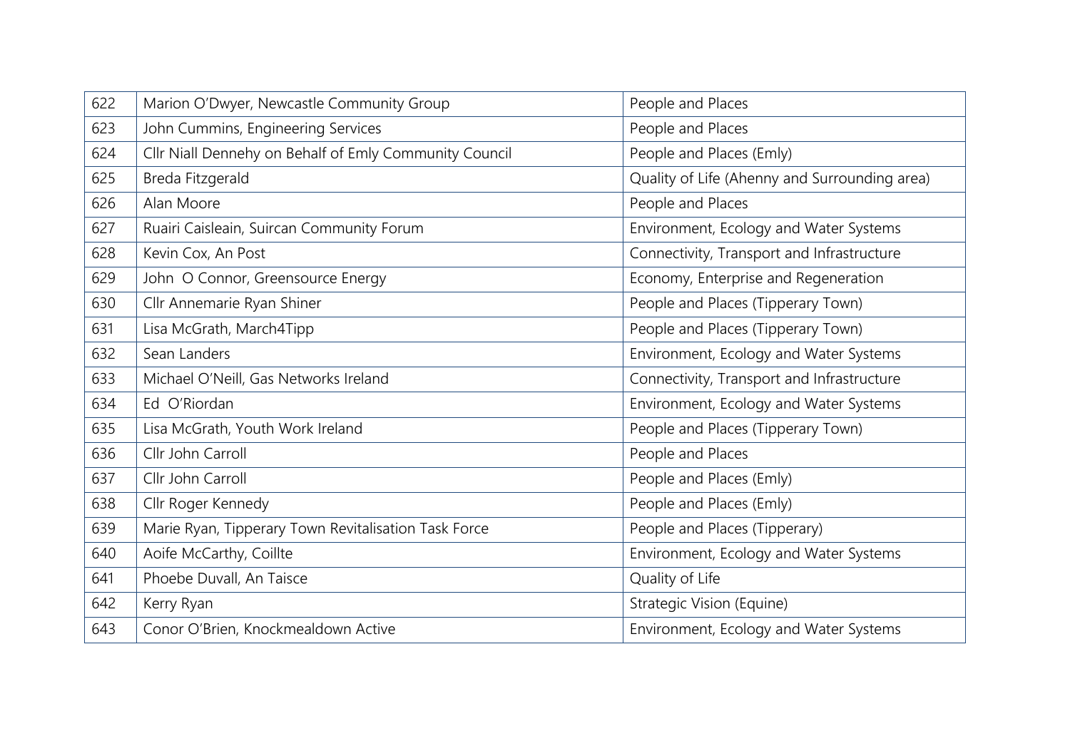| | | |
|---|---|---|
| 622 | Marion O'Dwyer, Newcastle Community Group | People and Places |
| 623 | John Cummins, Engineering Services | People and Places |
| 624 | Cllr Niall Dennehy on Behalf of Emly Community Council | People and Places (Emly) |
| 625 | Breda Fitzgerald | Quality of Life (Ahenny and Surrounding area) |
| 626 | Alan Moore | People and Places |
| 627 | Ruairi Caisleain, Suircan Community Forum | Environment, Ecology and Water Systems |
| 628 | Kevin Cox, An Post | Connectivity, Transport and Infrastructure |
| 629 | John O Connor, Greensource Energy | Economy, Enterprise and Regeneration |
| 630 | Cllr Annemarie Ryan Shiner | People and Places (Tipperary Town) |
| 631 | Lisa McGrath, March4Tipp | People and Places (Tipperary Town) |
| 632 | Sean Landers | Environment, Ecology and Water Systems |
| 633 | Michael O'Neill, Gas Networks Ireland | Connectivity, Transport and Infrastructure |
| 634 | Ed O'Riordan | Environment, Ecology and Water Systems |
| 635 | Lisa McGrath, Youth Work Ireland | People and Places (Tipperary Town) |
| 636 | Cllr John Carroll | People and Places |
| 637 | Cllr John Carroll | People and Places (Emly) |
| 638 | Cllr Roger Kennedy | People and Places (Emly) |
| 639 | Marie Ryan, Tipperary Town Revitalisation Task Force | People and Places (Tipperary) |
| 640 | Aoife McCarthy, Coillte | Environment, Ecology and Water Systems |
| 641 | Phoebe Duvall, An Taisce | Quality of Life |
| 642 | Kerry Ryan | Strategic Vision (Equine) |
| 643 | Conor O'Brien, Knockmealdown Active | Environment, Ecology and Water Systems |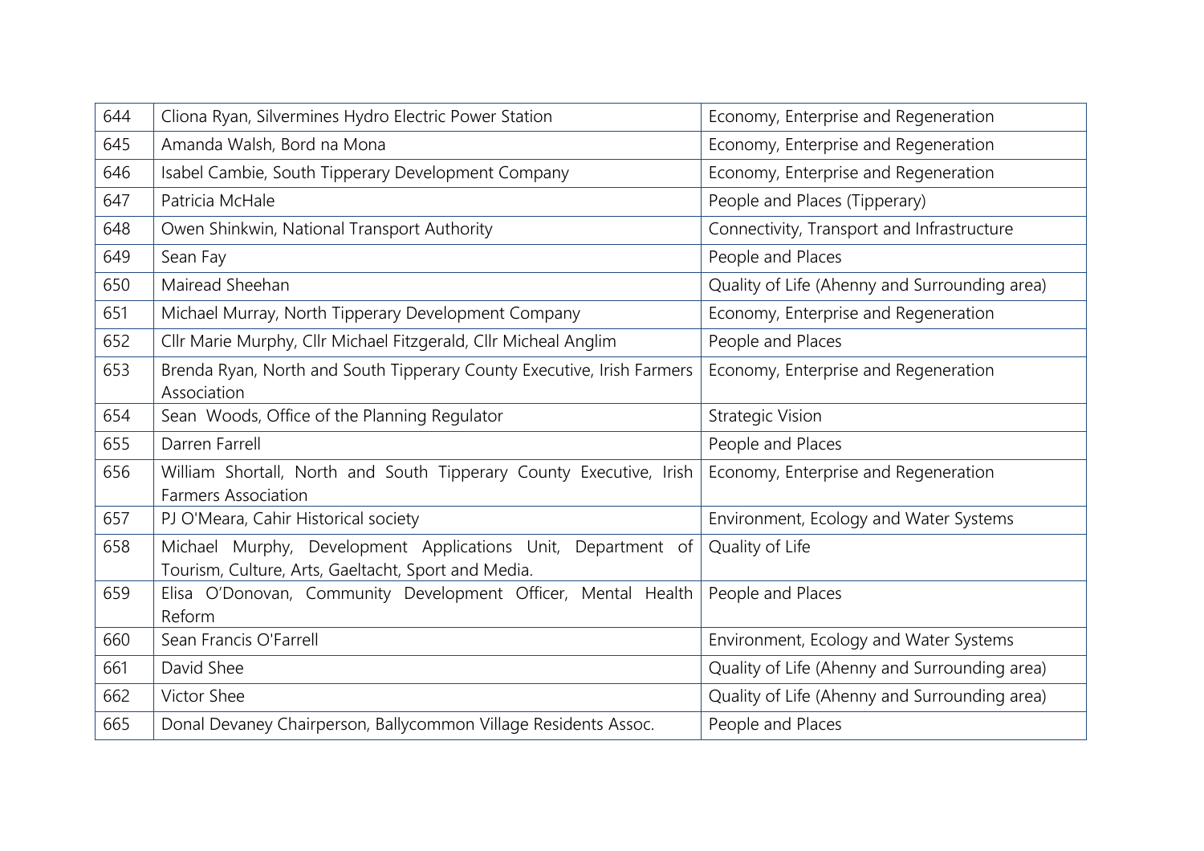| | | |
|---|---|---|
| 644 | Cliona Ryan, Silvermines Hydro Electric Power Station | Economy, Enterprise and Regeneration |
| 645 | Amanda Walsh, Bord na Mona | Economy, Enterprise and Regeneration |
| 646 | Isabel Cambie, South Tipperary Development Company | Economy, Enterprise and Regeneration |
| 647 | Patricia McHale | People and Places (Tipperary) |
| 648 | Owen Shinkwin, National Transport Authority | Connectivity, Transport and Infrastructure |
| 649 | Sean Fay | People and Places |
| 650 | Mairead Sheehan | Quality of Life (Ahenny and Surrounding area) |
| 651 | Michael Murray, North Tipperary Development Company | Economy, Enterprise and Regeneration |
| 652 | Cllr Marie Murphy, Cllr Michael Fitzgerald, Cllr Micheal Anglim | People and Places |
| 653 | Brenda Ryan, North and South Tipperary County Executive, Irish Farmers Association | Economy, Enterprise and Regeneration |
| 654 | Sean Woods, Office of the Planning Regulator | Strategic Vision |
| 655 | Darren Farrell | People and Places |
| 656 | William Shortall, North and South Tipperary County Executive, Irish Farmers Association | Economy, Enterprise and Regeneration |
| 657 | PJ O'Meara, Cahir Historical society | Environment, Ecology and Water Systems |
| 658 | Michael Murphy, Development Applications Unit, Department of Tourism, Culture, Arts, Gaeltacht, Sport and Media. | Quality of Life |
| 659 | Elisa O'Donovan, Community Development Officer, Mental Health Reform | People and Places |
| 660 | Sean Francis O'Farrell | Environment, Ecology and Water Systems |
| 661 | David Shee | Quality of Life (Ahenny and Surrounding area) |
| 662 | Victor Shee | Quality of Life (Ahenny and Surrounding area) |
| 665 | Donal Devaney Chairperson, Ballycommon Village Residents Assoc. | People and Places |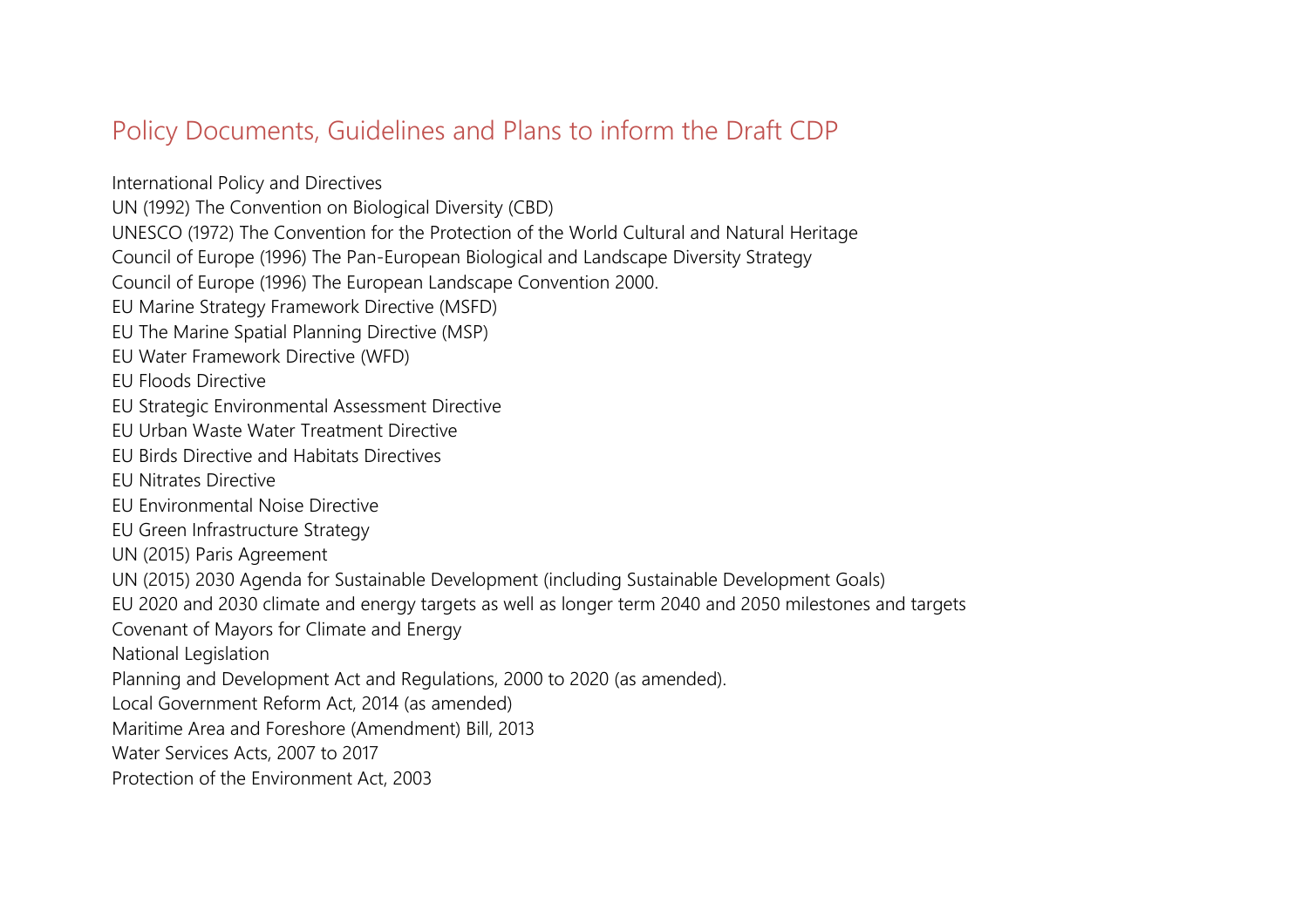## Policy Documents, Guidelines and Plans to inform the Draft CDP

International Policy and Directives

UN (1992) The Convention on Biological Diversity (CBD)

UNESCO (1972) The Convention for the Protection of the World Cultural and Natural Heritage

Council of Europe (1996) The Pan-European Biological and Landscape Diversity Strategy

Council of Europe (1996) The European Landscape Convention 2000.

EU Marine Strategy Framework Directive (MSFD)

EU The Marine Spatial Planning Directive (MSP)

EU Water Framework Directive (WFD)

EU Floods Directive

EU Strategic Environmental Assessment Directive

EU Urban Waste Water Treatment Directive

EU Birds Directive and Habitats Directives

EU Nitrates Directive

EU Environmental Noise Directive

EU Green Infrastructure Strategy

UN (2015) Paris Agreement

UN (2015) 2030 Agenda for Sustainable Development (including Sustainable Development Goals)

EU 2020 and 2030 climate and energy targets as well as longer term 2040 and 2050 milestones and targets

Covenant of Mayors for Climate and Energy

National Legislation

Planning and Development Act and Regulations, 2000 to 2020 (as amended).

Local Government Reform Act, 2014 (as amended)

Maritime Area and Foreshore (Amendment) Bill, 2013

Water Services Acts, 2007 to 2017

Protection of the Environment Act, 2003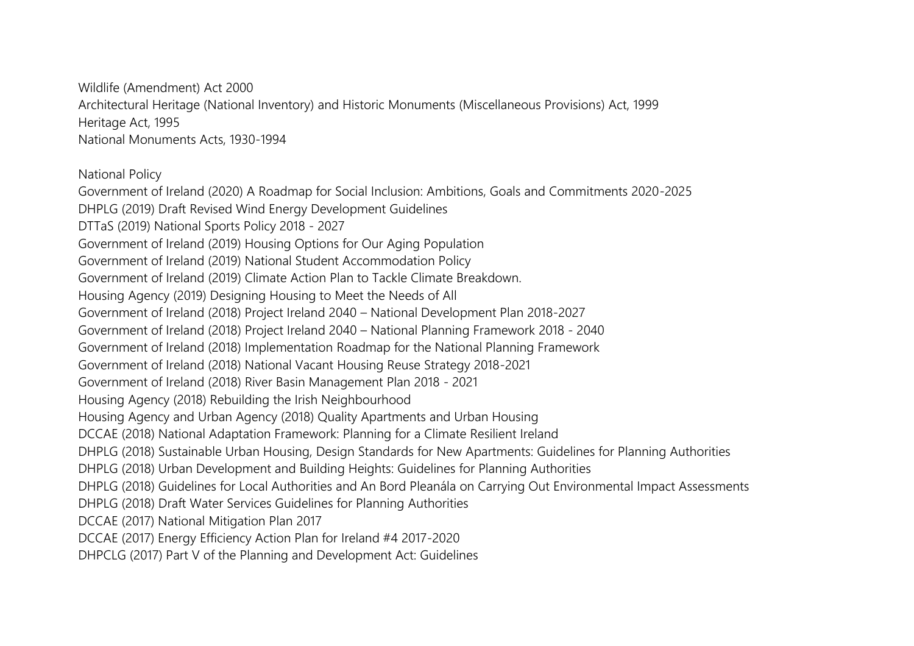Wildlife (Amendment) Act 2000

Architectural Heritage (National Inventory) and Historic Monuments (Miscellaneous Provisions) Act, 1999

Heritage Act, 1995

National Monuments Acts, 1930-1994

National Policy

Government of Ireland (2020) A Roadmap for Social Inclusion: Ambitions, Goals and Commitments 2020-2025

DHPLG (2019) Draft Revised Wind Energy Development Guidelines

DTTaS (2019) National Sports Policy 2018 - 2027

Government of Ireland (2019) Housing Options for Our Aging Population

Government of Ireland (2019) National Student Accommodation Policy

Government of Ireland (2019) Climate Action Plan to Tackle Climate Breakdown.

Housing Agency (2019) Designing Housing to Meet the Needs of All

Government of Ireland (2018) Project Ireland 2040 – National Development Plan 2018-2027

Government of Ireland (2018) Project Ireland 2040 – National Planning Framework 2018 - 2040

Government of Ireland (2018) Implementation Roadmap for the National Planning Framework

Government of Ireland (2018) National Vacant Housing Reuse Strategy 2018-2021

Government of Ireland (2018) River Basin Management Plan 2018 - 2021

Housing Agency (2018) Rebuilding the Irish Neighbourhood

Housing Agency and Urban Agency (2018) Quality Apartments and Urban Housing

DCCAE (2018) National Adaptation Framework: Planning for a Climate Resilient Ireland

DHPLG (2018) Sustainable Urban Housing, Design Standards for New Apartments: Guidelines for Planning Authorities

DHPLG (2018) Urban Development and Building Heights: Guidelines for Planning Authorities

DHPLG (2018) Guidelines for Local Authorities and An Bord Pleanála on Carrying Out Environmental Impact Assessments

DHPLG (2018) Draft Water Services Guidelines for Planning Authorities

DCCAE (2017) National Mitigation Plan 2017

DCCAE (2017) Energy Efficiency Action Plan for Ireland #4 2017-2020

DHPCLG (2017) Part V of the Planning and Development Act: Guidelines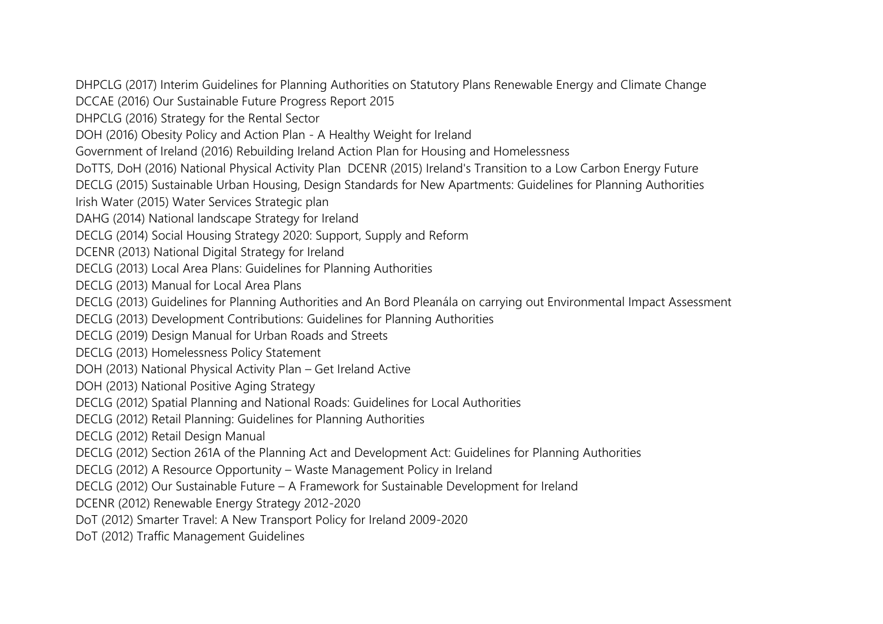DHPCLG (2017) Interim Guidelines for Planning Authorities on Statutory Plans Renewable Energy and Climate Change

DCCAE (2016) Our Sustainable Future Progress Report 2015

DHPCLG (2016) Strategy for the Rental Sector

DOH (2016) Obesity Policy and Action Plan - A Healthy Weight for Ireland

Government of Ireland (2016) Rebuilding Ireland Action Plan for Housing and Homelessness

DoTTS, DoH (2016) National Physical Activity Plan  DCENR (2015) Ireland's Transition to a Low Carbon Energy Future

DECLG (2015) Sustainable Urban Housing, Design Standards for New Apartments: Guidelines for Planning Authorities

Irish Water (2015) Water Services Strategic plan

DAHG (2014) National landscape Strategy for Ireland

DECLG (2014) Social Housing Strategy 2020: Support, Supply and Reform

DCENR (2013) National Digital Strategy for Ireland

DECLG (2013) Local Area Plans: Guidelines for Planning Authorities

DECLG (2013) Manual for Local Area Plans

DECLG (2013) Guidelines for Planning Authorities and An Bord Pleanála on carrying out Environmental Impact Assessment

DECLG (2013) Development Contributions: Guidelines for Planning Authorities

DECLG (2019) Design Manual for Urban Roads and Streets

DECLG (2013) Homelessness Policy Statement

DOH (2013) National Physical Activity Plan – Get Ireland Active

DOH (2013) National Positive Aging Strategy

DECLG (2012) Spatial Planning and National Roads: Guidelines for Local Authorities

DECLG (2012) Retail Planning: Guidelines for Planning Authorities

DECLG (2012) Retail Design Manual

DECLG (2012) Section 261A of the Planning Act and Development Act: Guidelines for Planning Authorities

DECLG (2012) A Resource Opportunity – Waste Management Policy in Ireland

DECLG (2012) Our Sustainable Future – A Framework for Sustainable Development for Ireland

DCENR (2012) Renewable Energy Strategy 2012-2020

DoT (2012) Smarter Travel: A New Transport Policy for Ireland 2009-2020

DoT (2012) Traffic Management Guidelines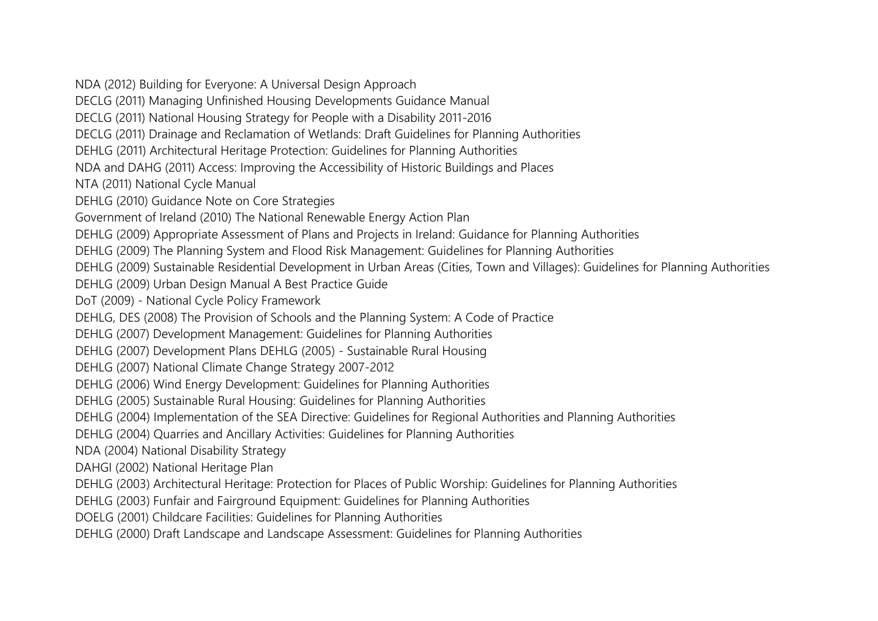NDA (2012) Building for Everyone: A Universal Design Approach

DECLG (2011) Managing Unfinished Housing Developments Guidance Manual

DECLG (2011) National Housing Strategy for People with a Disability 2011-2016

DECLG (2011) Drainage and Reclamation of Wetlands: Draft Guidelines for Planning Authorities

DEHLG (2011) Architectural Heritage Protection: Guidelines for Planning Authorities

NDA and DAHG (2011) Access: Improving the Accessibility of Historic Buildings and Places

NTA (2011) National Cycle Manual

DEHLG (2010) Guidance Note on Core Strategies

Government of Ireland (2010) The National Renewable Energy Action Plan

DEHLG (2009) Appropriate Assessment of Plans and Projects in Ireland: Guidance for Planning Authorities

DEHLG (2009) The Planning System and Flood Risk Management: Guidelines for Planning Authorities

DEHLG (2009) Sustainable Residential Development in Urban Areas (Cities, Town and Villages): Guidelines for Planning Authorities

DEHLG (2009) Urban Design Manual A Best Practice Guide

DoT (2009) - National Cycle Policy Framework

DEHLG, DES (2008) The Provision of Schools and the Planning System: A Code of Practice

DEHLG (2007) Development Management: Guidelines for Planning Authorities

DEHLG (2007) Development Plans DEHLG (2005) - Sustainable Rural Housing

DEHLG (2007) National Climate Change Strategy 2007-2012

DEHLG (2006) Wind Energy Development: Guidelines for Planning Authorities

DEHLG (2005) Sustainable Rural Housing: Guidelines for Planning Authorities

DEHLG (2004) Implementation of the SEA Directive: Guidelines for Regional Authorities and Planning Authorities

DEHLG (2004) Quarries and Ancillary Activities: Guidelines for Planning Authorities

NDA (2004) National Disability Strategy

DAHGI (2002) National Heritage Plan

DEHLG (2003) Architectural Heritage: Protection for Places of Public Worship: Guidelines for Planning Authorities

DEHLG (2003) Funfair and Fairground Equipment: Guidelines for Planning Authorities

DOELG (2001) Childcare Facilities: Guidelines for Planning Authorities

DEHLG (2000) Draft Landscape and Landscape Assessment: Guidelines for Planning Authorities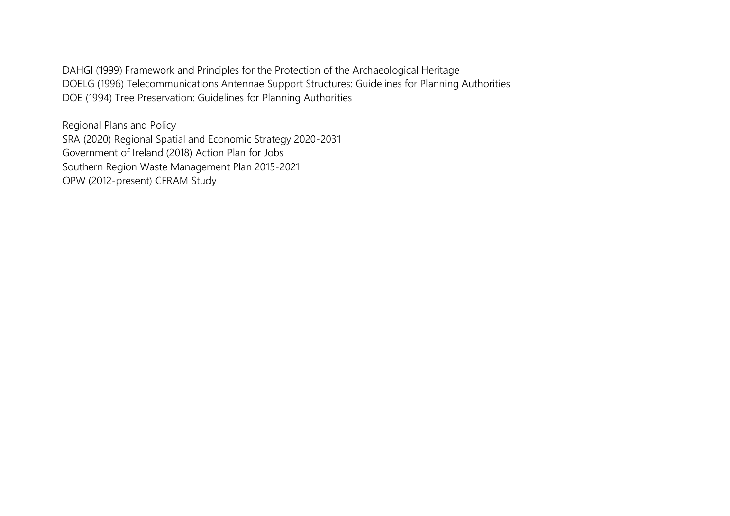DAHGI (1999) Framework and Principles for the Protection of the Archaeological Heritage
DOELG (1996) Telecommunications Antennae Support Structures: Guidelines for Planning Authorities
DOE (1994) Tree Preservation: Guidelines for Planning Authorities

Regional Plans and Policy
SRA (2020) Regional Spatial and Economic Strategy 2020-2031
Government of Ireland (2018) Action Plan for Jobs
Southern Region Waste Management Plan 2015-2021
OPW (2012-present) CFRAM Study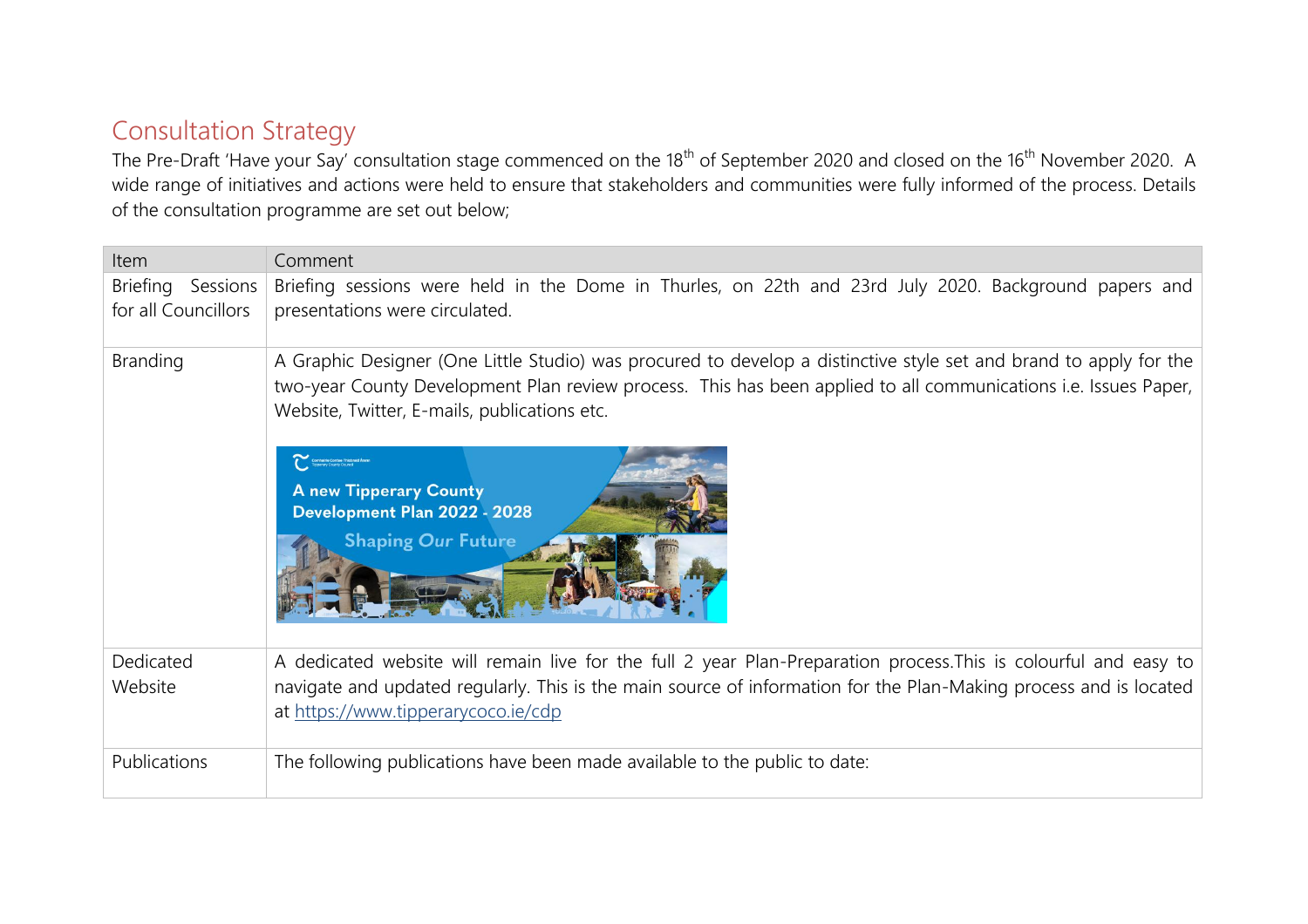## Consultation Strategy

The Pre-Draft 'Have your Say' consultation stage commenced on the 18th of September 2020 and closed on the 16th November 2020. A wide range of initiatives and actions were held to ensure that stakeholders and communities were fully informed of the process. Details of the consultation programme are set out below;

| Item | Comment |
|---|---|
| Briefing Sessions for all Councillors | Briefing sessions were held in the Dome in Thurles, on 22th and 23rd July 2020. Background papers and presentations were circulated. |
| Branding | A Graphic Designer (One Little Studio) was procured to develop a distinctive style set and brand to apply for the two-year County Development Plan review process. This has been applied to all communications i.e. Issues Paper, Website, Twitter, E-mails, publications etc. |
| Dedicated Website | A dedicated website will remain live for the full 2 year Plan-Preparation process.This is colourful and easy to navigate and updated regularly. This is the main source of information for the Plan-Making process and is located at https://www.tipperarycoco.ie/cdp |
| Publications | The following publications have been made available to the public to date: |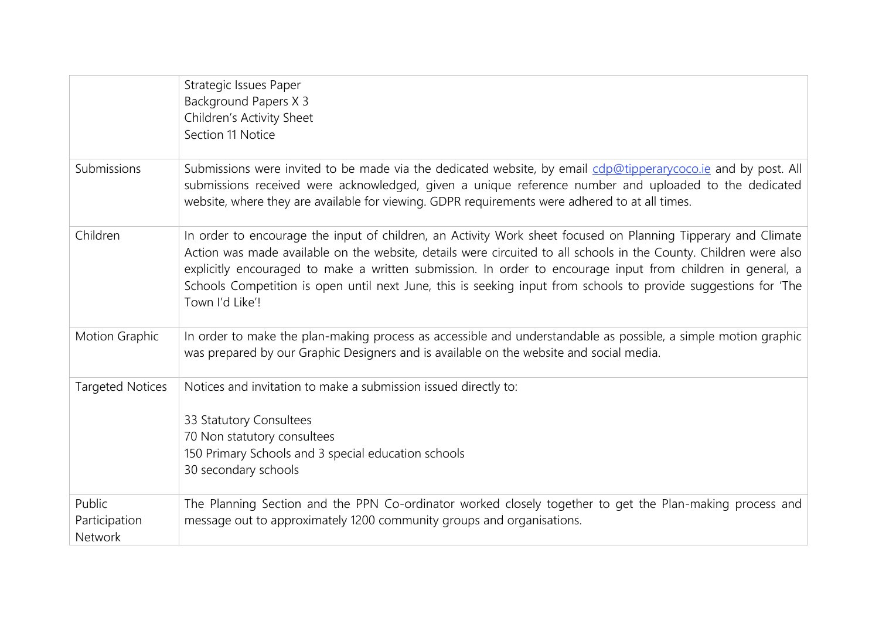| | |
|---|---|
| | Strategic Issues Paper<br>Background Papers X 3<br>Children's Activity Sheet<br>Section 11 Notice |
| Submissions | Submissions were invited to be made via the dedicated website, by email cdp@tipperarycoco.ie and by post. All submissions received were acknowledged, given a unique reference number and uploaded to the dedicated website, where they are available for viewing. GDPR requirements were adhered to at all times. |
| Children | In order to encourage the input of children, an Activity Work sheet focused on Planning Tipperary and Climate Action was made available on the website, details were circuited to all schools in the County. Children were also explicitly encouraged to make a written submission. In order to encourage input from children in general, a Schools Competition is open until next June, this is seeking input from schools to provide suggestions for 'The Town I'd Like'! |
| Motion Graphic | In order to make the plan-making process as accessible and understandable as possible, a simple motion graphic was prepared by our Graphic Designers and is available on the website and social media. |
| Targeted Notices | Notices and invitation to make a submission issued directly to:<br><br>33 Statutory Consultees<br>70 Non statutory consultees<br>150 Primary Schools and 3 special education schools<br>30 secondary schools |
| Public Participation Network | The Planning Section and the PPN Co-ordinator worked closely together to get the Plan-making process and message out to approximately 1200 community groups and organisations. |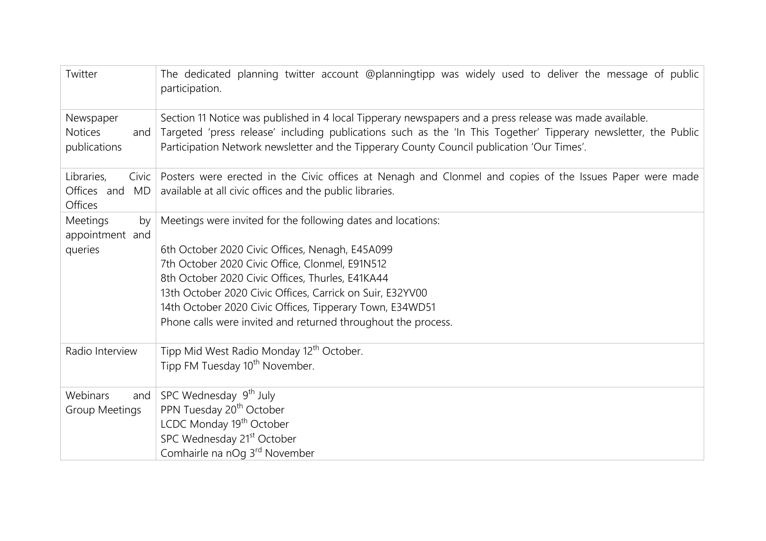| | |
|---|---|
| Twitter | The dedicated planning twitter account @planningtipp was widely used to deliver the message of public participation. |
| Newspaper Notices and publications | Section 11 Notice was published in 4 local Tipperary newspapers and a press release was made available.<br>Targeted 'press release' including publications such as the 'In This Together' Tipperary newsletter, the Public Participation Network newsletter and the Tipperary County Council publication 'Our Times'. |
| Libraries, Civic Offices and MD Offices | Posters were erected in the Civic offices at Nenagh and Clonmel and copies of the Issues Paper were made available at all civic offices and the public libraries. |
| Meetings by appointment and queries | Meetings were invited for the following dates and locations:<br><br>6th October 2020 Civic Offices, Nenagh, E45A099<br>7th October 2020 Civic Office, Clonmel, E91N512<br>8th October 2020 Civic Offices, Thurles, E41KA44<br>13th October 2020 Civic Offices, Carrick on Suir, E32YV00<br>14th October 2020 Civic Offices, Tipperary Town, E34WD51<br>Phone calls were invited and returned throughout the process. |
| Radio Interview | Tipp Mid West Radio Monday 12th October.<br>Tipp FM Tuesday 10th November. |
| Webinars and Group Meetings | SPC Wednesday 9th July<br>PPN Tuesday 20th October<br>LCDC Monday 19th October<br>SPC Wednesday 21st October<br>Comhairle na nOg 3rd November |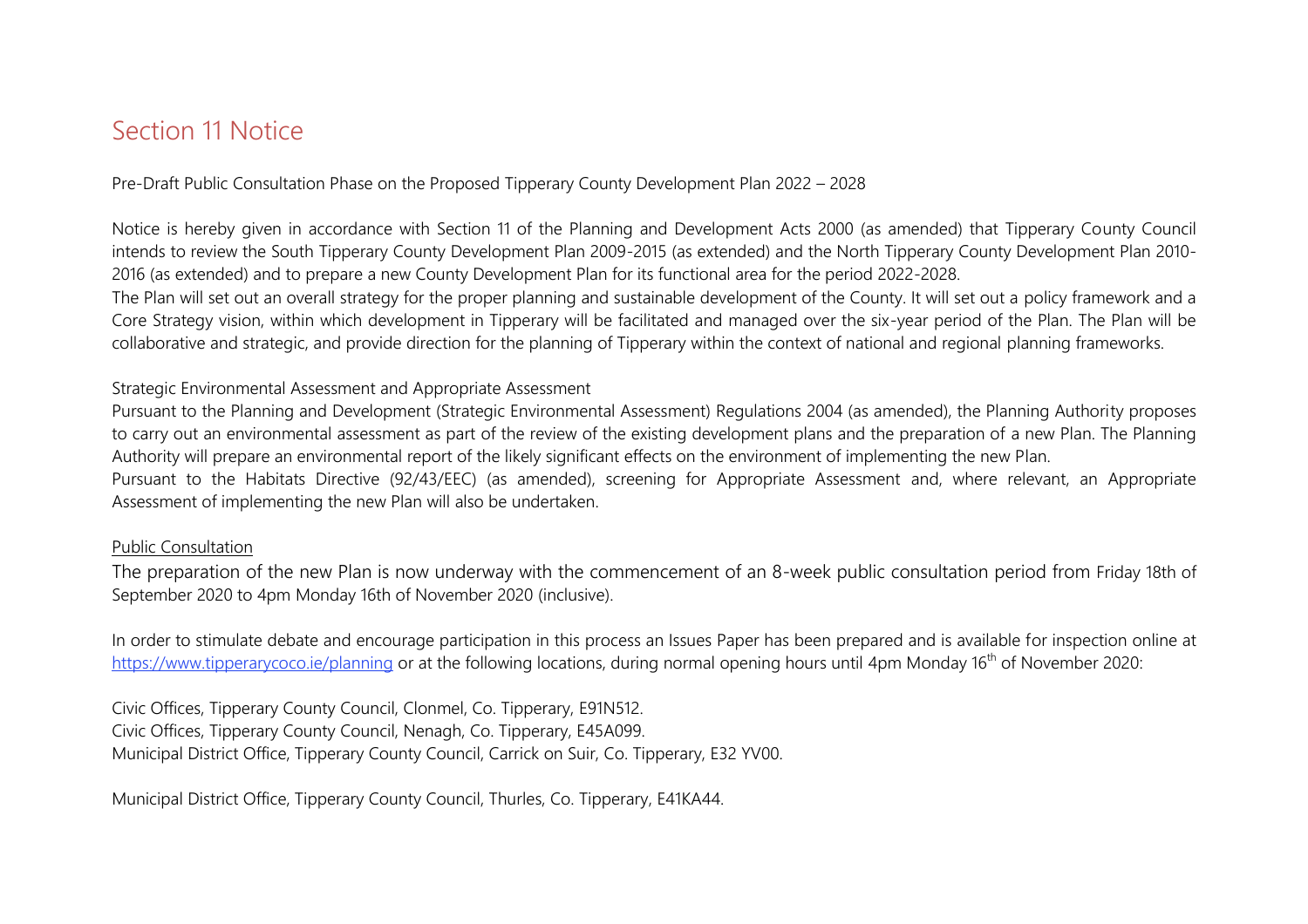# Section 11 Notice

Pre-Draft Public Consultation Phase on the Proposed Tipperary County Development Plan 2022 – 2028

Notice is hereby given in accordance with Section 11 of the Planning and Development Acts 2000 (as amended) that Tipperary County Council intends to review the South Tipperary County Development Plan 2009-2015 (as extended) and the North Tipperary County Development Plan 2010-2016 (as extended) and to prepare a new County Development Plan for its functional area for the period 2022-2028.

The Plan will set out an overall strategy for the proper planning and sustainable development of the County. It will set out a policy framework and a Core Strategy vision, within which development in Tipperary will be facilitated and managed over the six-year period of the Plan. The Plan will be collaborative and strategic, and provide direction for the planning of Tipperary within the context of national and regional planning frameworks.

Strategic Environmental Assessment and Appropriate Assessment

Pursuant to the Planning and Development (Strategic Environmental Assessment) Regulations 2004 (as amended), the Planning Authority proposes to carry out an environmental assessment as part of the review of the existing development plans and the preparation of a new Plan. The Planning Authority will prepare an environmental report of the likely significant effects on the environment of implementing the new Plan.

Pursuant to the Habitats Directive (92/43/EEC) (as amended), screening for Appropriate Assessment and, where relevant, an Appropriate Assessment of implementing the new Plan will also be undertaken.

Public Consultation

The preparation of the new Plan is now underway with the commencement of an 8-week public consultation period from Friday 18th of September 2020 to 4pm Monday 16th of November 2020 (inclusive).

In order to stimulate debate and encourage participation in this process an Issues Paper has been prepared and is available for inspection online at https://www.tipperarycoco.ie/planning or at the following locations, during normal opening hours until 4pm Monday 16th of November 2020:

Civic Offices, Tipperary County Council, Clonmel, Co. Tipperary, E91N512.
Civic Offices, Tipperary County Council, Nenagh, Co. Tipperary, E45A099.
Municipal District Office, Tipperary County Council, Carrick on Suir, Co. Tipperary, E32 YV00.

Municipal District Office, Tipperary County Council, Thurles, Co. Tipperary, E41KA44.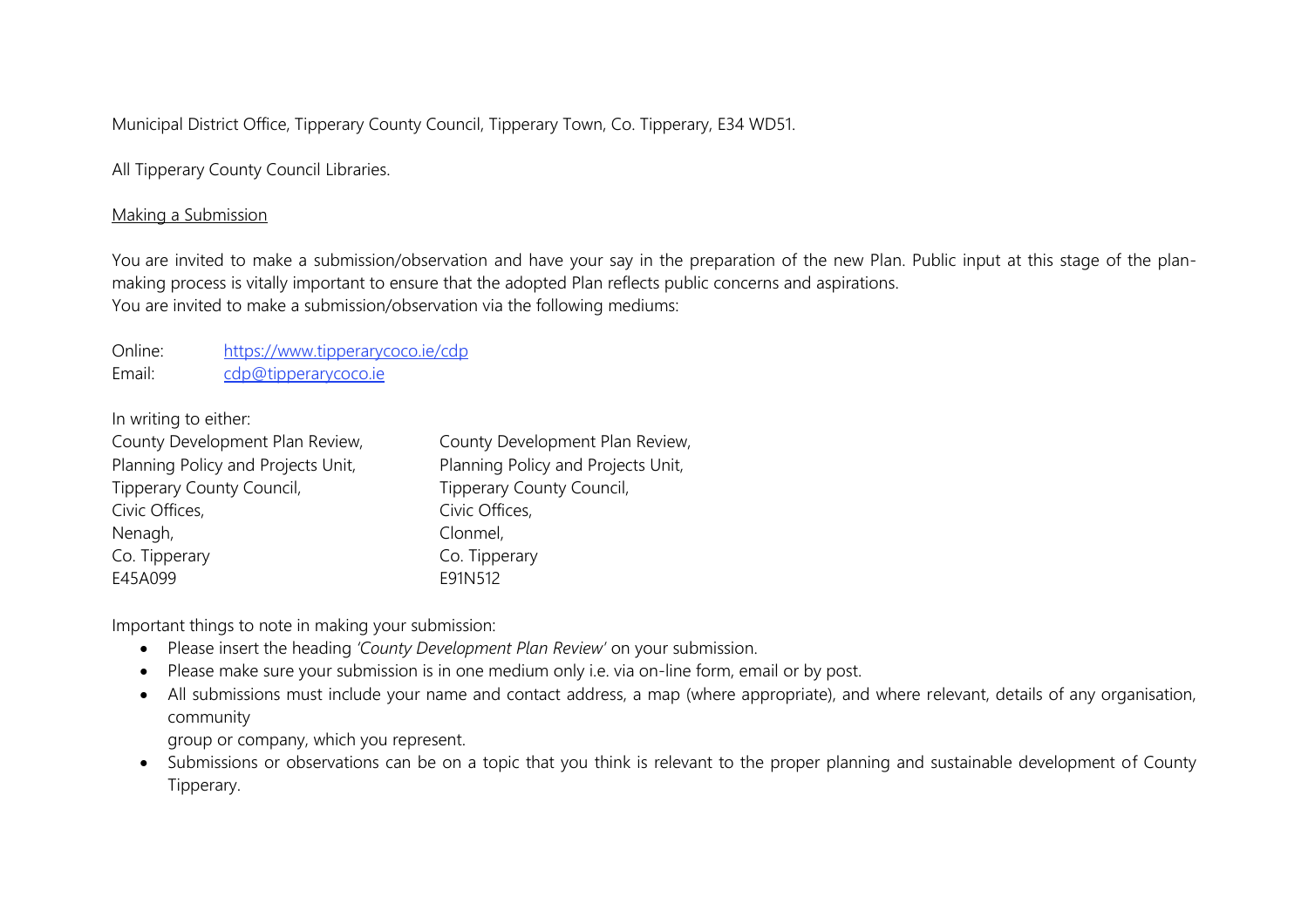Municipal District Office, Tipperary County Council, Tipperary Town, Co. Tipperary, E34 WD51.

All Tipperary County Council Libraries.

Making a Submission

You are invited to make a submission/observation and have your say in the preparation of the new Plan. Public input at this stage of the plan-making process is vitally important to ensure that the adopted Plan reflects public concerns and aspirations.
You are invited to make a submission/observation via the following mediums:

Online: https://www.tipperarycoco.ie/cdp
Email: cdp@tipperarycoco.ie

In writing to either:

County Development Plan Review,
Planning Policy and Projects Unit,
Tipperary County Council,
Civic Offices,
Nenagh,
Co. Tipperary
E45A099

County Development Plan Review,
Planning Policy and Projects Unit,
Tipperary County Council,
Civic Offices,
Clonmel,
Co. Tipperary
E91N512

Important things to note in making your submission:

- Please insert the heading *'County Development Plan Review'* on your submission.
- Please make sure your submission is in one medium only i.e. via on-line form, email or by post.
- All submissions must include your name and contact address, a map (where appropriate), and where relevant, details of any organisation, community group or company, which you represent.
- Submissions or observations can be on a topic that you think is relevant to the proper planning and sustainable development of County Tipperary.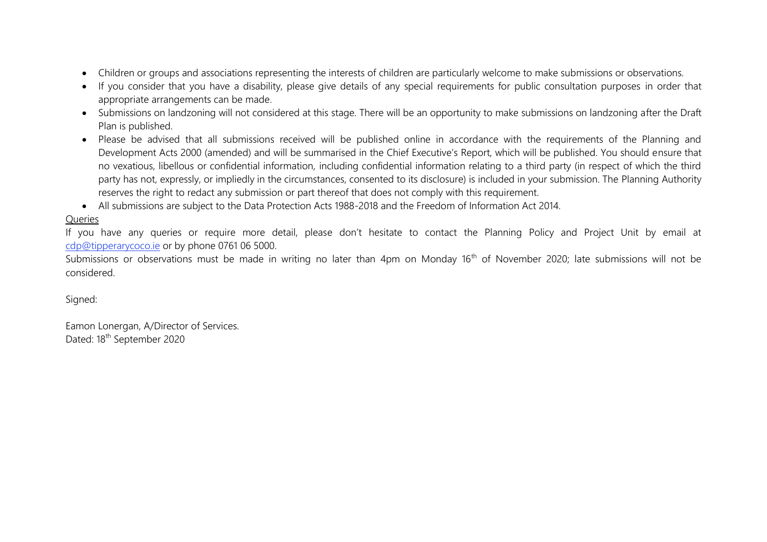- Children or groups and associations representing the interests of children are particularly welcome to make submissions or observations.
- If you consider that you have a disability, please give details of any special requirements for public consultation purposes in order that appropriate arrangements can be made.
- Submissions on landzoning will not considered at this stage. There will be an opportunity to make submissions on landzoning after the Draft Plan is published.
- Please be advised that all submissions received will be published online in accordance with the requirements of the Planning and Development Acts 2000 (amended) and will be summarised in the Chief Executive's Report, which will be published. You should ensure that no vexatious, libellous or confidential information, including confidential information relating to a third party (in respect of which the third party has not, expressly, or impliedly in the circumstances, consented to its disclosure) is included in your submission. The Planning Authority reserves the right to redact any submission or part thereof that does not comply with this requirement.
- All submissions are subject to the Data Protection Acts 1988-2018 and the Freedom of Information Act 2014.

Queries

If you have any queries or require more detail, please don't hesitate to contact the Planning Policy and Project Unit by email at cdp@tipperarycoco.ie or by phone 0761 06 5000.

Submissions or observations must be made in writing no later than 4pm on Monday 16th of November 2020; late submissions will not be considered.

Signed:

Eamon Lonergan, A/Director of Services.
Dated: 18th September 2020